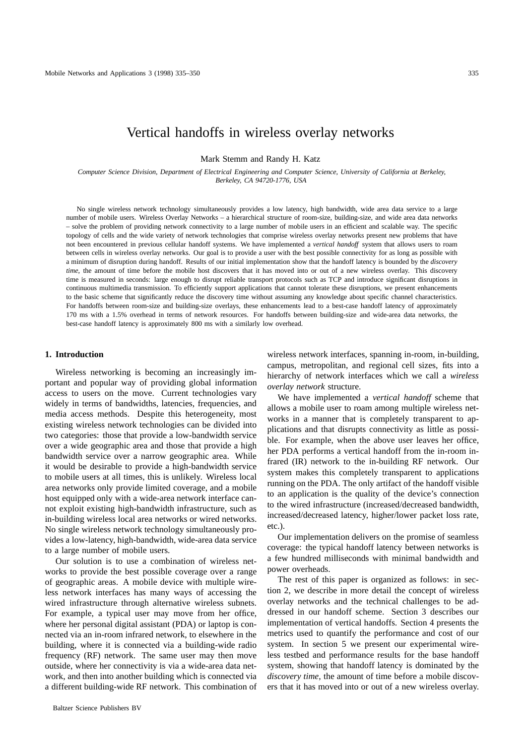# Vertical handoffs in wireless overlay networks

Mark Stemm and Randy H. Katz

*Computer Science Division, Department of Electrical Engineering and Computer Science, University of California at Berkeley, Berkeley, CA 94720-1776, USA*

No single wireless network technology simultaneously provides a low latency, high bandwidth, wide area data service to a large number of mobile users. Wireless Overlay Networks – a hierarchical structure of room-size, building-size, and wide area data networks – solve the problem of providing network connectivity to a large number of mobile users in an efficient and scalable way. The specific topology of cells and the wide variety of network technologies that comprise wireless overlay networks present new problems that have not been encountered in previous cellular handoff systems. We have implemented a *vertical handoff* system that allows users to roam between cells in wireless overlay networks. Our goal is to provide a user with the best possible connectivity for as long as possible with a minimum of disruption during handoff. Results of our initial implementation show that the handoff latency is bounded by the *discovery time*, the amount of time before the mobile host discovers that it has moved into or out of a new wireless overlay. This discovery time is measured in seconds: large enough to disrupt reliable transport protocols such as TCP and introduce significant disruptions in continuous multimedia transmission. To efficiently support applications that cannot tolerate these disruptions, we present enhancements to the basic scheme that significantly reduce the discovery time without assuming any knowledge about specific channel characteristics. For handoffs between room-size and building-size overlays, these enhancements lead to a best-case handoff latency of approximately 170 ms with a 1.5% overhead in terms of network resources. For handoffs between building-size and wide-area data networks, the best-case handoff latency is approximately 800 ms with a similarly low overhead.

## 1. Introduction

Wireless networking is becoming an increasingly important and popular way of providing global information access to users on the move. Current technologies vary widely in terms of bandwidths, latencies, frequencies, and media access methods. Despite this heterogeneity, most existing wireless network technologies can be divided into two categories: those that provide a low-bandwidth service over a wide geographic area and those that provide a high bandwidth service over a narrow geographic area. While it would be desirable to provide a high-bandwidth service to mobile users at all times, this is unlikely. Wireless local area networks only provide limited coverage, and a mobile host equipped only with a wide-area network interface cannot exploit existing high-bandwidth infrastructure, such as in-building wireless local area networks or wired networks. No single wireless network technology simultaneously provides a low-latency, high-bandwidth, wide-area data service to a large number of mobile users.

Our solution is to use a combination of wireless networks to provide the best possible coverage over a range of geographic areas. A mobile device with multiple wireless network interfaces has many ways of accessing the wired infrastructure through alternative wireless subnets. For example, a typical user may move from her office, where her personal digital assistant (PDA) or laptop is connected via an in-room infrared network, to elsewhere in the building, where it is connected via a building-wide radio frequency (RF) network. The same user may then move outside, where her connectivity is via a wide-area data network, and then into another building which is connected via a different building-wide RF network. This combination of wireless network interfaces, spanning in-room, in-building, campus, metropolitan, and regional cell sizes, fits into a hierarchy of network interfaces which we call a *wireless overlay network* structure.

We have implemented a *vertical handoff* scheme that allows a mobile user to roam among multiple wireless networks in a manner that is completely transparent to applications and that disrupts connectivity as little as possible. For example, when the above user leaves her office, her PDA performs a vertical handoff from the in-room infrared (IR) network to the in-building RF network. Our system makes this completely transparent to applications running on the PDA. The only artifact of the handoff visible to an application is the quality of the device's connection to the wired infrastructure (increased/decreased bandwidth, increased/decreased latency, higher/lower packet loss rate, etc.).

Our implementation delivers on the promise of seamless coverage: the typical handoff latency between networks is a few hundred milliseconds with minimal bandwidth and power overheads.

The rest of this paper is organized as follows: in section 2, we describe in more detail the concept of wireless overlay networks and the technical challenges to be addressed in our handoff scheme. Section 3 describes our implementation of vertical handoffs. Section 4 presents the metrics used to quantify the performance and cost of our system. In section 5 we present our experimental wireless testbed and performance results for the base handoff system, showing that handoff latency is dominated by the *discovery time*, the amount of time before a mobile discovers that it has moved into or out of a new wireless overlay.

Baltzer Science Publishers BV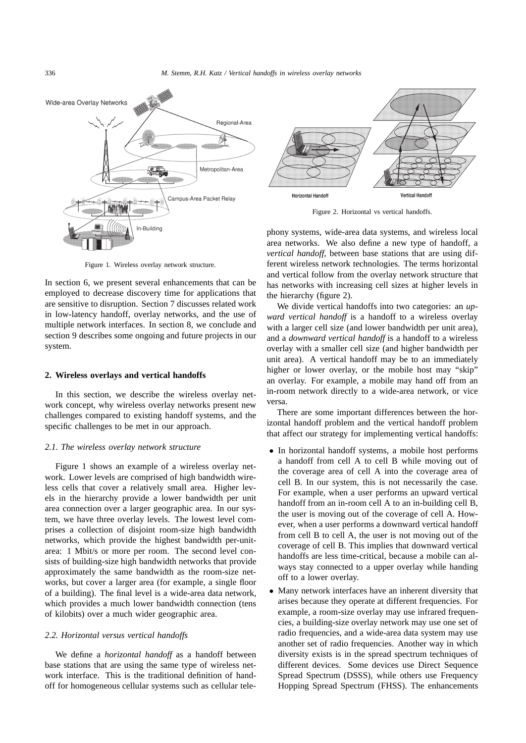Figure 1. Wireless overlay network structure.

In section 6, we present several enhancements that can be employed to decrease discovery time for applications that are sensitive to disruption. Section 7 discusses related work in low-latency handoff, overlay networks, and the use of multiple network interfaces. In section 8, we conclude and section 9 describes some ongoing and future projects in our system.

## 2. Wireless overlays and vertical handoffs

In this section, we describe the wireless overlay network concept, why wireless overlay networks present new challenges compared to existing handoff systems, and the specific challenges to be met in our approach.

### 2.1. The wireless overlay network structure

Figure 1 shows an example of a wireless overlay network. Lower levels are comprised of high bandwidth wireless cells that cover a relatively small area. Higher levels in the hierarchy provide a lower bandwidth per unit area connection over a larger geographic area. In our system, we have three overlay levels. The lowest level comprises a collection of disjoint room-size high bandwidth networks, which provide the highest bandwidth per-unit-area: 1 Mbit/s or more per room. The second level consists of building-size high bandwidth networks that provide approximately the same bandwidth as the room-size networks, but cover a larger area (for example, a single floor of a building). The final level is a wide-area data network, which provides a much lower bandwidth connection (tens of kilobits) over a much wider geographic area.

### 2.2. Horizontal versus vertical handoffs

We define a *horizontal handoff* as a handoff between base stations that are using the same type of wireless network interface. This is the traditional definition of handoff for homogeneous cellular systems such as cellular telephony systems, wide-area data systems, and wireless local area networks. We also define a new type of handoff, a *vertical handoff*, between base stations that are using different wireless network technologies. The terms horizontal and vertical follow from the overlay network structure that has networks with increasing cell sizes at higher levels in the hierarchy (figure 2).

Figure 2. Horizontal vs vertical handoffs.

We divide vertical handoffs into two categories: an *upward vertical handoff* is a handoff to a wireless overlay with a larger cell size (and lower bandwidth per unit area), and a *downward vertical handoff* is a handoff to a wireless overlay with a smaller cell size (and higher bandwidth per unit area). A vertical handoff may be to an immediately higher or lower overlay, or the mobile host may "skip" an overlay. For example, a mobile may hand off from an in-room network directly to a wide-area network, or vice versa.

There are some important differences between the horizontal handoff problem and the vertical handoff problem that affect our strategy for implementing vertical handoffs:

- In horizontal handoff systems, a mobile host performs a handoff from cell A to cell B while moving out of the coverage area of cell A into the coverage area of cell B. In our system, this is not necessarily the case. For example, when a user performs an upward vertical handoff from an in-room cell A to an in-building cell B, the user is moving out of the coverage of cell A. However, when a user performs a downward vertical handoff from cell B to cell A, the user is not moving out of the coverage of cell B. This implies that downward vertical handoffs are less time-critical, because a mobile can always stay connected to a upper overlay while handing off to a lower overlay.
- Many network interfaces have an inherent diversity that arises because they operate at different frequencies. For example, a room-size overlay may use infrared frequencies, a building-size overlay network may use one set of radio frequencies, and a wide-area data system may use another set of radio frequencies. Another way in which diversity exists is in the spread spectrum techniques of different devices. Some devices use Direct Sequence Spread Spectrum (DSSS), while others use Frequency Hopping Spread Spectrum (FHSS). The enhancements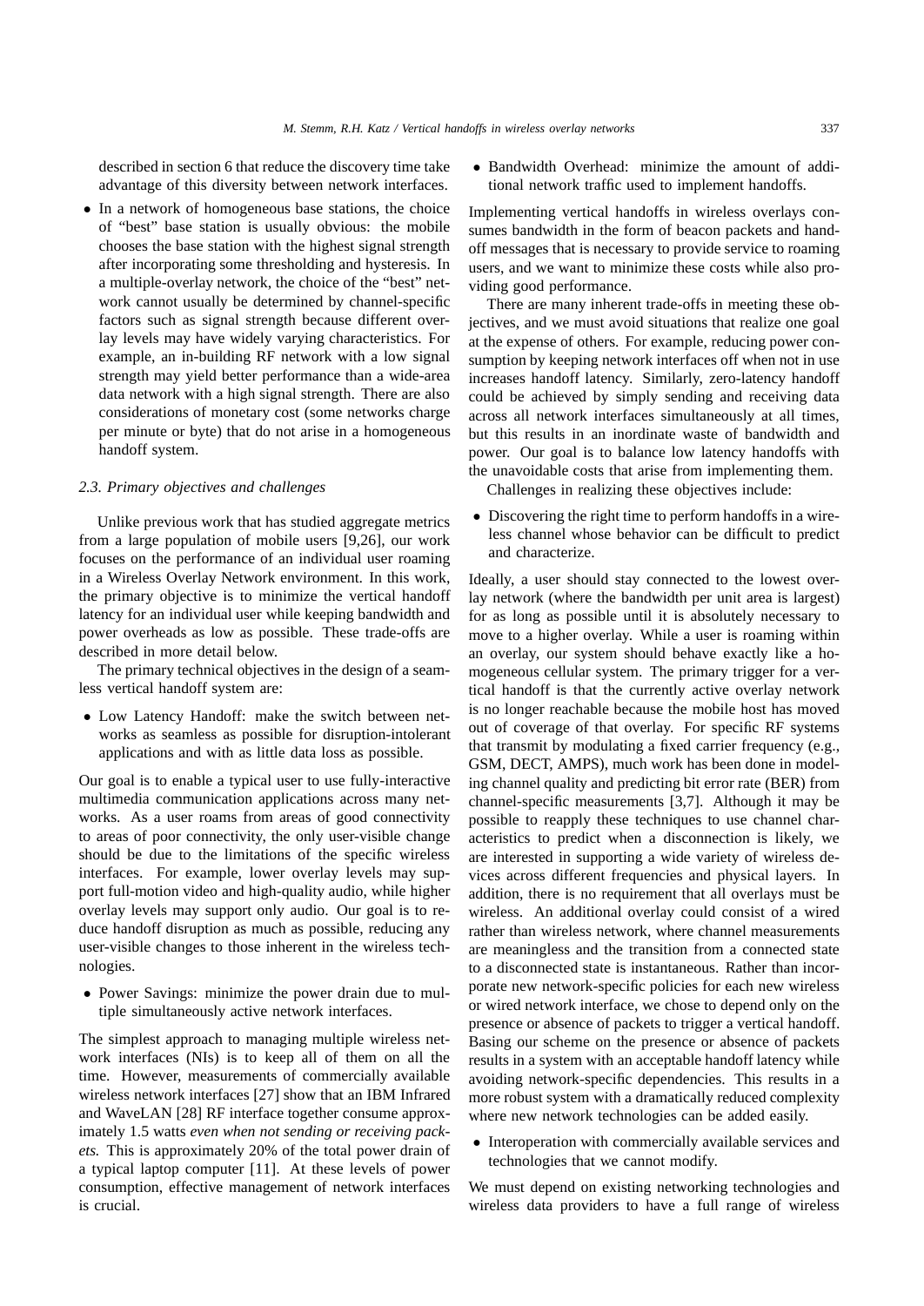described in section 6 that reduce the discovery time take advantage of this diversity between network interfaces.

- In a network of homogeneous base stations, the choice of "best" base station is usually obvious: the mobile chooses the base station with the highest signal strength after incorporating some thresholding and hysteresis. In a multiple-overlay network, the choice of the "best" network cannot usually be determined by channel-specific factors such as signal strength because different overlay levels may have widely varying characteristics. For example, an in-building RF network with a low signal strength may yield better performance than a wide-area data network with a high signal strength. There are also considerations of monetary cost (some networks charge per minute or byte) that do not arise in a homogeneous handoff system.

### 2.3. Primary objectives and challenges

Unlike previous work that has studied aggregate metrics from a large population of mobile users [9,26], our work focuses on the performance of an individual user roaming in a Wireless Overlay Network environment. In this work, the primary objective is to minimize the vertical handoff latency for an individual user while keeping bandwidth and power overheads as low as possible. These trade-offs are described in more detail below.

The primary technical objectives in the design of a seamless vertical handoff system are:

- Low Latency Handoff: make the switch between networks as seamless as possible for disruption-intolerant applications and with as little data loss as possible.

Our goal is to enable a typical user to use fully-interactive multimedia communication applications across many networks. As a user roams from areas of good connectivity to areas of poor connectivity, the only user-visible change should be due to the limitations of the specific wireless interfaces. For example, lower overlay levels may support full-motion video and high-quality audio, while higher overlay levels may support only audio. Our goal is to reduce handoff disruption as much as possible, reducing any user-visible changes to those inherent in the wireless technologies.

- Power Savings: minimize the power drain due to multiple simultaneously active network interfaces.

The simplest approach to managing multiple wireless network interfaces (NIs) is to keep all of them on all the time. However, measurements of commercially available wireless network interfaces [27] show that an IBM Infrared and WaveLAN [28] RF interface together consume approximately 1.5 watts *even when not sending or receiving packets.* This is approximately 20% of the total power drain of a typical laptop computer [11]. At these levels of power consumption, effective management of network interfaces is crucial.

- Bandwidth Overhead: minimize the amount of additional network traffic used to implement handoffs.

Implementing vertical handoffs in wireless overlays consumes bandwidth in the form of beacon packets and handoff messages that is necessary to provide service to roaming users, and we want to minimize these costs while also providing good performance.

There are many inherent trade-offs in meeting these objectives, and we must avoid situations that realize one goal at the expense of others. For example, reducing power consumption by keeping network interfaces off when not in use increases handoff latency. Similarly, zero-latency handoff could be achieved by simply sending and receiving data across all network interfaces simultaneously at all times, but this results in an inordinate waste of bandwidth and power. Our goal is to balance low latency handoffs with the unavoidable costs that arise from implementing them.

Challenges in realizing these objectives include:

- Discovering the right time to perform handoffs in a wireless channel whose behavior can be difficult to predict and characterize.

Ideally, a user should stay connected to the lowest overlay network (where the bandwidth per unit area is largest) for as long as possible until it is absolutely necessary to move to a higher overlay. While a user is roaming within an overlay, our system should behave exactly like a homogeneous cellular system. The primary trigger for a vertical handoff is that the currently active overlay network is no longer reachable because the mobile host has moved out of coverage of that overlay. For specific RF systems that transmit by modulating a fixed carrier frequency (e.g., GSM, DECT, AMPS), much work has been done in modeling channel quality and predicting bit error rate (BER) from channel-specific measurements [3,7]. Although it may be possible to reapply these techniques to use channel characteristics to predict when a disconnection is likely, we are interested in supporting a wide variety of wireless devices across different frequencies and physical layers. In addition, there is no requirement that all overlays must be wireless. An additional overlay could consist of a wired rather than wireless network, where channel measurements are meaningless and the transition from a connected state to a disconnected state is instantaneous. Rather than incorporate new network-specific policies for each new wireless or wired network interface, we chose to depend only on the presence or absence of packets to trigger a vertical handoff. Basing our scheme on the presence or absence of packets results in a system with an acceptable handoff latency while avoiding network-specific dependencies. This results in a more robust system with a dramatically reduced complexity where new network technologies can be added easily.

- Interoperation with commercially available services and technologies that we cannot modify.

We must depend on existing networking technologies and wireless data providers to have a full range of wireless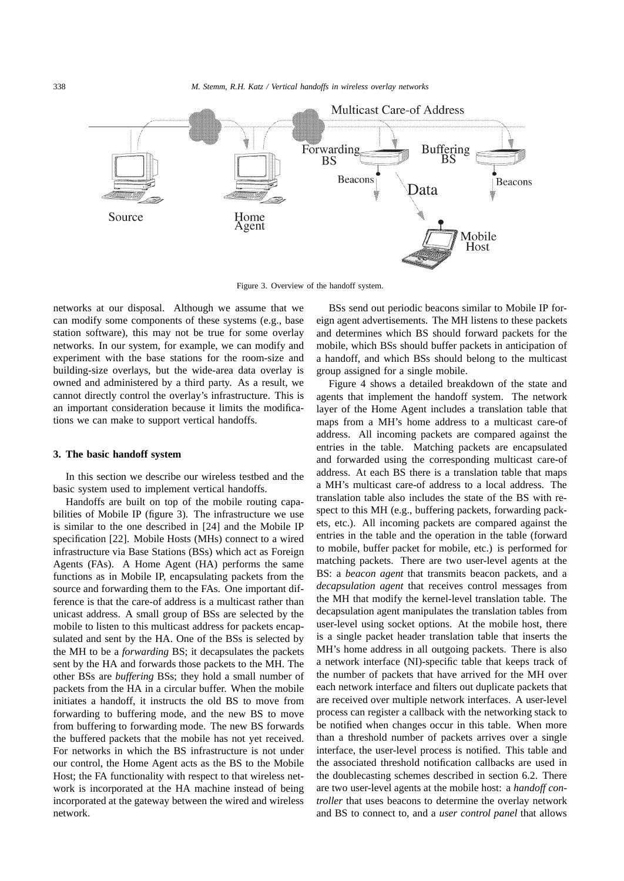Multicast Care-of Address

Forwarding BS

Buffering BS

Beacons

Data

Beacons

Source

Home Agent

Mobile Host

Figure 3. Overview of the handoff system.

networks at our disposal. Although we assume that we can modify some components of these systems (e.g., base station software), this may not be true for some overlay networks. In our system, for example, we can modify and experiment with the base stations for the room-size and building-size overlays, but the wide-area data overlay is owned and administered by a third party. As a result, we cannot directly control the overlay's infrastructure. This is an important consideration because it limits the modifications we can make to support vertical handoffs.

### 3. The basic handoff system

In this section we describe our wireless testbed and the basic system used to implement vertical handoffs.

Handoffs are built on top of the mobile routing capabilities of Mobile IP (figure 3). The infrastructure we use is similar to the one described in [24] and the Mobile IP specification [22]. Mobile Hosts (MHs) connect to a wired infrastructure via Base Stations (BSs) which act as Foreign Agents (FAs). A Home Agent (HA) performs the same functions as in Mobile IP, encapsulating packets from the source and forwarding them to the FAs. One important difference is that the care-of address is a multicast rather than unicast address. A small group of BSs are selected by the mobile to listen to this multicast address for packets encapsulated and sent by the HA. One of the BSs is selected by the MH to be a *forwarding* BS; it decapsulates the packets sent by the HA and forwards those packets to the MH. The other BSs are *buffering* BSs; they hold a small number of packets from the HA in a circular buffer. When the mobile initiates a handoff, it instructs the old BS to move from forwarding to buffering mode, and the new BS to move from buffering to forwarding mode. The new BS forwards the buffered packets that the mobile has not yet received. For networks in which the BS infrastructure is not under our control, the Home Agent acts as the BS to the Mobile Host; the FA functionality with respect to that wireless network is incorporated at the HA machine instead of being incorporated at the gateway between the wired and wireless network.

BSs send out periodic beacons similar to Mobile IP foreign agent advertisements. The MH listens to these packets and determines which BS should forward packets for the mobile, which BSs should buffer packets in anticipation of a handoff, and which BSs should belong to the multicast group assigned for a single mobile.

Figure 4 shows a detailed breakdown of the state and agents that implement the handoff system. The network layer of the Home Agent includes a translation table that maps from a MH's home address to a multicast care-of address. All incoming packets are compared against the entries in the table. Matching packets are encapsulated and forwarded using the corresponding multicast care-of address. At each BS there is a translation table that maps a MH's multicast care-of address to a local address. The translation table also includes the state of the BS with respect to this MH (e.g., buffering packets, forwarding packets, etc.). All incoming packets are compared against the entries in the table and the operation in the table (forward to mobile, buffer packet for mobile, etc.) is performed for matching packets. There are two user-level agents at the BS: a *beacon agent* that transmits beacon packets, and a *decapsulation agent* that receives control messages from the MH that modify the kernel-level translation table. The decapsulation agent manipulates the translation tables from user-level using socket options. At the mobile host, there is a single packet header translation table that inserts the MH's home address in all outgoing packets. There is also a network interface (NI)-specific table that keeps track of the number of packets that have arrived for the MH over each network interface and filters out duplicate packets that are received over multiple network interfaces. A user-level process can register a callback with the networking stack to be notified when changes occur in this table. When more than a threshold number of packets arrives over a single interface, the user-level process is notified. This table and the associated threshold notification callbacks are used in the doublecasting schemes described in section 6.2. There are two user-level agents at the mobile host: a *handoff controller* that uses beacons to determine the overlay network and BS to connect to, and a *user control panel* that allows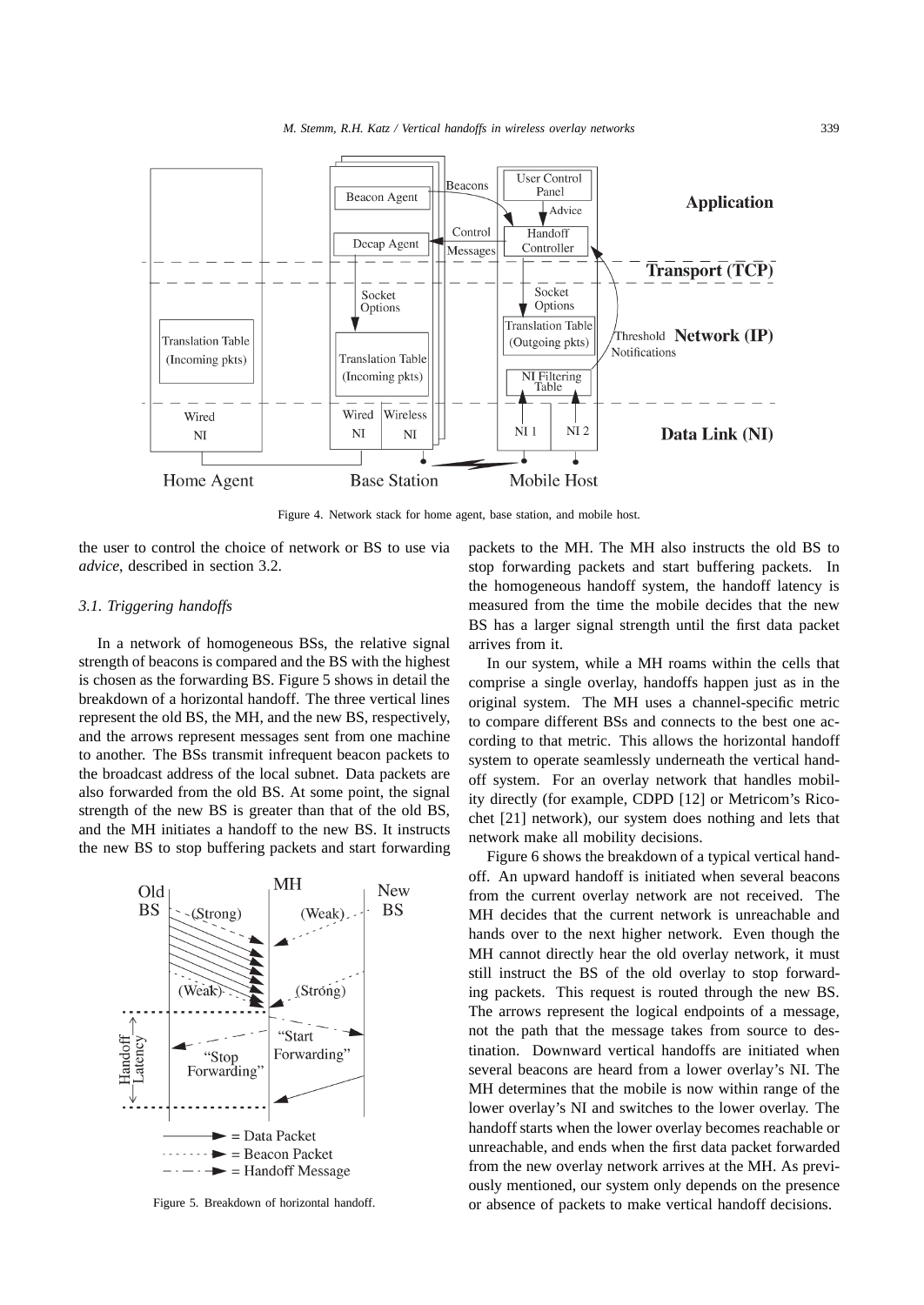Application

Transport (TCP)

Network (IP)

Data Link (NI)

Beacon Agent

Beacons

User Control Panel

Advice

Handoff Controller

Control Messages

Decap Agent

Socket Options

Socket Options

Translation Table (Outgoing pkts)

Threshold Notifications

Translation Table (Incoming pkts)

Translation Table (Incoming pkts)

NI Filtering Table

Wired NI

Wired NI

Wireless NI

NI 1

NI 2

Home Agent

Base Station

Mobile Host

Figure 4. Network stack for home agent, base station, and mobile host.

the user to control the choice of network or BS to use via *advice*, described in section 3.2.

### *3.1. Triggering handoffs*

In a network of homogeneous BSs, the relative signal strength of beacons is compared and the BS with the highest is chosen as the forwarding BS. Figure 5 shows in detail the breakdown of a horizontal handoff. The three vertical lines represent the old BS, the MH, and the new BS, respectively, and the arrows represent messages sent from one machine to another. The BSs transmit infrequent beacon packets to the broadcast address of the local subnet. Data packets are also forwarded from the old BS. At some point, the signal strength of the new BS is greater than that of the old BS, and the MH initiates a handoff to the new BS. It instructs the new BS to stop buffering packets and start forwarding packets to the MH. The MH also instructs the old BS to stop forwarding packets and start buffering packets. In the homogeneous handoff system, the handoff latency is measured from the time the mobile decides that the new BS has a larger signal strength until the first data packet arrives from it.

Old BS

MH

New BS

(Strong)

(Weak)

(Weak)

(Strong)

Handoff Latency

"Start Forwarding"

"Stop Forwarding"

= Data Packet

= Beacon Packet

= Handoff Message

Figure 5. Breakdown of horizontal handoff.

In our system, while a MH roams within the cells that comprise a single overlay, handoffs happen just as in the original system. The MH uses a channel-specific metric to compare different BSs and connects to the best one according to that metric. This allows the horizontal handoff system to operate seamlessly underneath the vertical handoff system. For an overlay network that handles mobility directly (for example, CDPD [12] or Metricom's Ricochet [21] network), our system does nothing and lets that network make all mobility decisions.

Figure 6 shows the breakdown of a typical vertical handoff. An upward handoff is initiated when several beacons from the current overlay network are not received. The MH decides that the current network is unreachable and hands over to the next higher network. Even though the MH cannot directly hear the old overlay network, it must still instruct the BS of the old overlay to stop forwarding packets. This request is routed through the new BS. The arrows represent the logical endpoints of a message, not the path that the message takes from source to destination. Downward vertical handoffs are initiated when several beacons are heard from a lower overlay's NI. The MH determines that the mobile is now within range of the lower overlay's NI and switches to the lower overlay. The handoff starts when the lower overlay becomes reachable or unreachable, and ends when the first data packet forwarded from the new overlay network arrives at the MH. As previously mentioned, our system only depends on the presence or absence of packets to make vertical handoff decisions.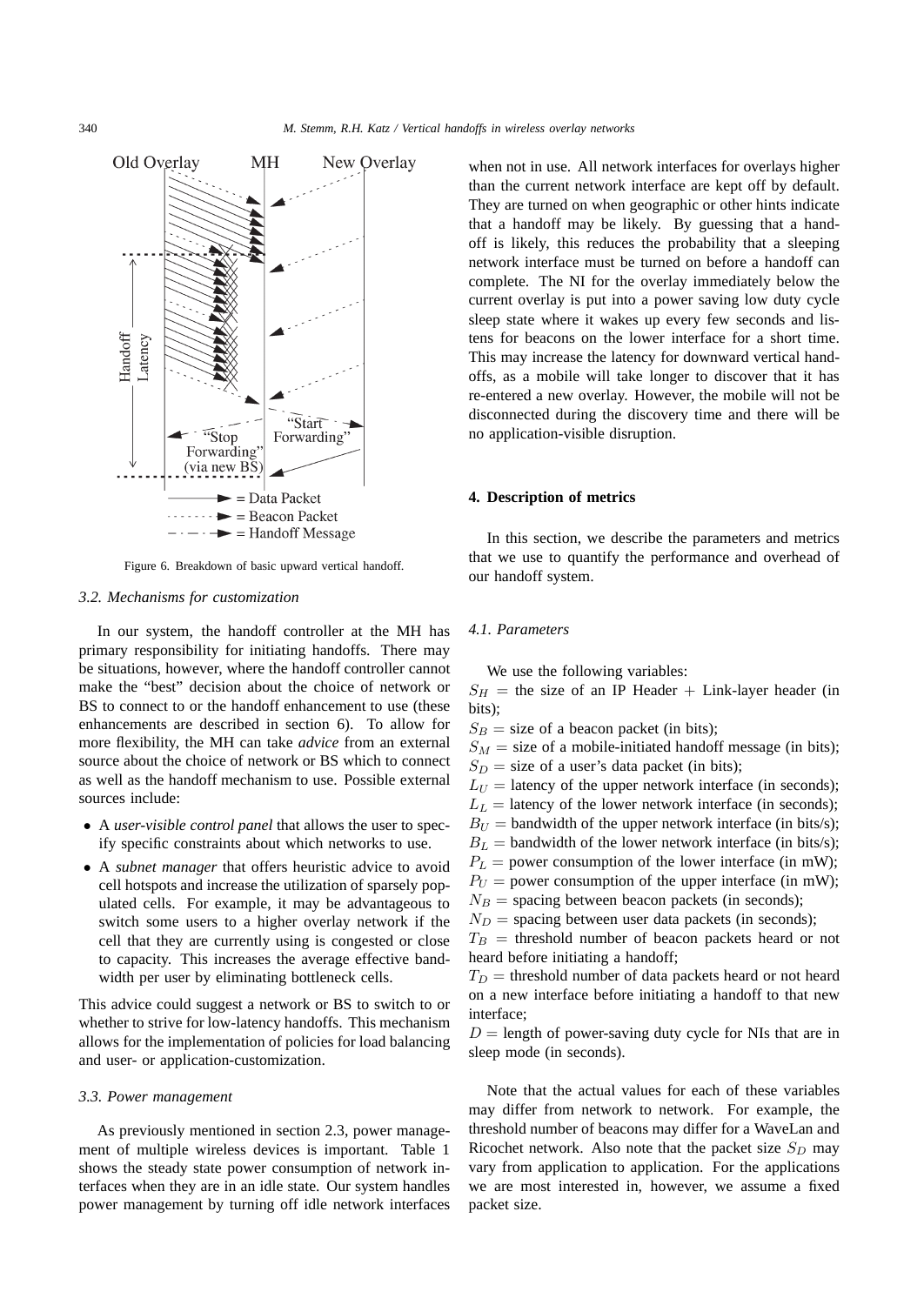Figure 6. Breakdown of basic upward vertical handoff.

### 3.2. Mechanisms for customization

In our system, the handoff controller at the MH has primary responsibility for initiating handoffs. There may be situations, however, where the handoff controller cannot make the "best" decision about the choice of network or BS to connect to or the handoff enhancement to use (these enhancements are described in section 6). To allow for more flexibility, the MH can take *advice* from an external source about the choice of network or BS which to connect as well as the handoff mechanism to use. Possible external sources include:

- A *user-visible control panel* that allows the user to specify specific constraints about which networks to use.
- A *subnet manager* that offers heuristic advice to avoid cell hotspots and increase the utilization of sparsely populated cells. For example, it may be advantageous to switch some users to a higher overlay network if the cell that they are currently using is congested or close to capacity. This increases the average effective bandwidth per user by eliminating bottleneck cells.

This advice could suggest a network or BS to switch to or whether to strive for low-latency handoffs. This mechanism allows for the implementation of policies for load balancing and user- or application-customization.

### 3.3. Power management

As previously mentioned in section 2.3, power management of multiple wireless devices is important. Table 1 shows the steady state power consumption of network interfaces when they are in an idle state. Our system handles power management by turning off idle network interfaces when not in use. All network interfaces for overlays higher than the current network interface are kept off by default. They are turned on when geographic or other hints indicate that a handoff may be likely. By guessing that a handoff is likely, this reduces the probability that a sleeping network interface must be turned on before a handoff can complete. The NI for the overlay immediately below the current overlay is put into a power saving low duty cycle sleep state where it wakes up every few seconds and listens for beacons on the lower interface for a short time. This may increase the latency for downward vertical handoffs, as a mobile will take longer to discover that it has re-entered a new overlay. However, the mobile will not be disconnected during the discovery time and there will be no application-visible disruption.

## 4. Description of metrics

In this section, we describe the parameters and metrics that we use to quantify the performance and overhead of our handoff system.

### 4.1. Parameters

We use the following variables:

$S_H$ = the size of an IP Header + Link-layer header (in bits);
$S_B$ = size of a beacon packet (in bits);
$S_M$ = size of a mobile-initiated handoff message (in bits);
$S_D$ = size of a user's data packet (in bits);
$L_U$ = latency of the upper network interface (in seconds);
$L_L$ = latency of the lower network interface (in seconds);
$B_U$ = bandwidth of the upper network interface (in bits/s);
$B_L$ = bandwidth of the lower network interface (in bits/s);
$P_L$ = power consumption of the lower interface (in mW);
$P_U$ = power consumption of the upper interface (in mW);
$N_B$ = spacing between beacon packets (in seconds);
$N_D$ = spacing between user data packets (in seconds);
$T_B$ = threshold number of beacon packets heard or not heard before initiating a handoff;
$T_D$ = threshold number of data packets heard or not heard on a new interface before initiating a handoff to that new interface;
$D$ = length of power-saving duty cycle for NIs that are in sleep mode (in seconds).

Note that the actual values for each of these variables may differ from network to network. For example, the threshold number of beacons may differ for a WaveLan and Ricochet network. Also note that the packet size $S_D$ may vary from application to application. For the applications we are most interested in, however, we assume a fixed packet size.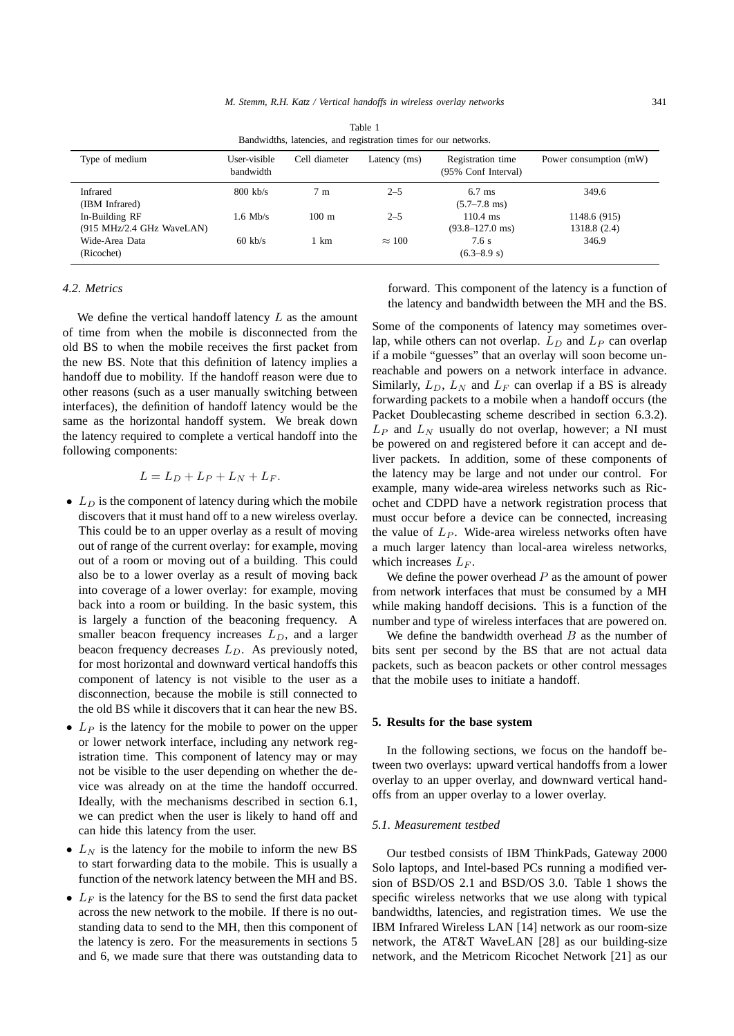Table 1
Bandwidths, latencies, and registration times for our networks.

| Type of medium | User-visible bandwidth | Cell diameter | Latency (ms) | Registration time (95% Conf Interval) | Power consumption (mW) |
|---|---|---|---|---|---|
| Infrared (IBM Infrared) | 800 kb/s | 7 m | 2–5 | 6.7 ms (5.7–7.8 ms) | 349.6 |
| In-Building RF (915 MHz/2.4 GHz WaveLAN) | 1.6 Mb/s | 100 m | 2–5 | 110.4 ms (93.8–127.0 ms) | 1148.6 (915) 1318.8 (2.4) |
| Wide-Area Data (Ricochet) | 60 kb/s | 1 km | $\approx 100$ | 7.6 s (6.3–8.9 s) | 346.9 |

### 4.2. Metrics

We define the vertical handoff latency $L$ as the amount of time from when the mobile is disconnected from the old BS to when the mobile receives the first packet from the new BS. Note that this definition of latency implies a handoff due to mobility. If the handoff reason were due to other reasons (such as a user manually switching between interfaces), the definition of handoff latency would be the same as the horizontal handoff system. We break down the latency required to complete a vertical handoff into the following components:

$$L = L_D + L_P + L_N + L_F.$$

- $L_D$ is the component of latency during which the mobile discovers that it must hand off to a new wireless overlay. This could be to an upper overlay as a result of moving out of range of the current overlay: for example, moving out of a room or moving out of a building. This could also be to a lower overlay as a result of moving back into coverage of a lower overlay: for example, moving back into a room or building. In the basic system, this is largely a function of the beaconing frequency. A smaller beacon frequency increases $L_D$, and a larger beacon frequency decreases $L_D$. As previously noted, for most horizontal and downward vertical handoffs this component of latency is not visible to the user as a disconnection, because the mobile is still connected to the old BS while it discovers that it can hear the new BS.
- $L_P$ is the latency for the mobile to power on the upper or lower network interface, including any network registration time. This component of latency may or may not be visible to the user depending on whether the device was already on at the time the handoff occurred. Ideally, with the mechanisms described in section 6.1, we can predict when the user is likely to hand off and can hide this latency from the user.
- $L_N$ is the latency for the mobile to inform the new BS to start forwarding data to the mobile. This is usually a function of the network latency between the MH and BS.
- $L_F$ is the latency for the BS to send the first data packet across the new network to the mobile. If there is no outstanding data to send to the MH, then this component of the latency is zero. For the measurements in sections 5 and 6, we made sure that there was outstanding data to forward. This component of the latency is a function of the latency and bandwidth between the MH and the BS.

Some of the components of latency may sometimes overlap, while others can not overlap. $L_D$ and $L_P$ can overlap if a mobile "guesses" that an overlay will soon become unreachable and powers on a network interface in advance. Similarly, $L_D$, $L_N$ and $L_F$ can overlap if a BS is already forwarding packets to a mobile when a handoff occurs (the Packet Doublecasting scheme described in section 6.3.2). $L_P$ and $L_N$ usually do not overlap, however; a NI must be powered on and registered before it can accept and deliver packets. In addition, some of these components of the latency may be large and not under our control. For example, many wide-area wireless networks such as Ricochet and CDPD have a network registration process that must occur before a device can be connected, increasing the value of $L_P$. Wide-area wireless networks often have a much larger latency than local-area wireless networks, which increases $L_F$.

We define the power overhead $P$ as the amount of power from network interfaces that must be consumed by a MH while making handoff decisions. This is a function of the number and type of wireless interfaces that are powered on.

We define the bandwidth overhead $B$ as the number of bits sent per second by the BS that are not actual data packets, such as beacon packets or other control messages that the mobile uses to initiate a handoff.

## 5. Results for the base system

In the following sections, we focus on the handoff between two overlays: upward vertical handoffs from a lower overlay to an upper overlay, and downward vertical handoffs from an upper overlay to a lower overlay.

### 5.1. Measurement testbed

Our testbed consists of IBM ThinkPads, Gateway 2000 Solo laptops, and Intel-based PCs running a modified version of BSD/OS 2.1 and BSD/OS 3.0. Table 1 shows the specific wireless networks that we use along with typical bandwidths, latencies, and registration times. We use the IBM Infrared Wireless LAN [14] network as our room-size network, the AT&T WaveLAN [28] as our building-size network, and the Metricom Ricochet Network [21] as our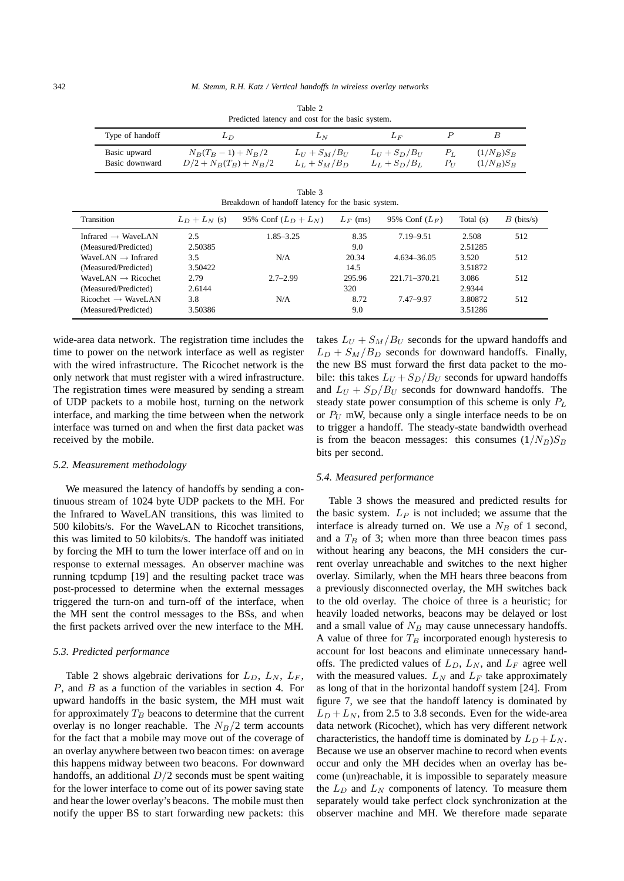Table 2
Predicted latency and cost for the basic system.

| Type of handoff | $L_D$ | $L_N$ | $L_F$ | $P$ | $B$ |
|---|---|---|---|---|---|
| Basic upward | $N_B(T_B - 1) + N_B/2$ | $L_U + S_M/B_U$ | $L_U + S_D/B_U$ | $P_L$ | $(1/N_B)S_B$ |
| Basic downward | $D/2 + N_B(T_B) + N_B/2$ | $L_L + S_M/B_D$ | $L_L + S_D/B_L$ | $P_U$ | $(1/N_B)S_B$ |

Table 3
Breakdown of handoff latency for the basic system.

| Transition | $L_D + L_N$ (s) | 95% Conf ($L_D + L_N$) | $L_F$ (ms) | 95% Conf ($L_F$) | Total (s) | $B$ (bits/s) |
|---|---|---|---|---|---|---|
| Infrared $\rightarrow$ WaveLAN | 2.5 | 1.85–3.25 | 8.35 | 7.19–9.51 | 2.508 | 512 |
| (Measured/Predicted) | 2.50385 | | 9.0 | | 2.51285 | |
| WaveLAN $\rightarrow$ Infrared | 3.5 | N/A | 20.34 | 4.634–36.05 | 3.520 | 512 |
| (Measured/Predicted) | 3.50422 | | 14.5 | | 3.51872 | |
| WaveLAN $\rightarrow$ Ricochet | 2.79 | 2.7–2.99 | 295.96 | 221.71–370.21 | 3.086 | 512 |
| (Measured/Predicted) | 2.6144 | | 320 | | 2.9344 | |
| Ricochet $\rightarrow$ WaveLAN | 3.8 | N/A | 8.72 | 7.47–9.97 | 3.80872 | 512 |
| (Measured/Predicted) | 3.50386 | | 9.0 | | 3.51286 | |

wide-area data network. The registration time includes the time to power on the network interface as well as register with the wired infrastructure. The Ricochet network is the only network that must register with a wired infrastructure. The registration times were measured by sending a stream of UDP packets to a mobile host, turning on the network interface, and marking the time between when the network interface was turned on and when the first data packet was received by the mobile.

### 5.2. Measurement methodology

We measured the latency of handoffs by sending a continuous stream of 1024 byte UDP packets to the MH. For the Infrared to WaveLAN transitions, this was limited to 500 kilobits/s. For the WaveLAN to Ricochet transitions, this was limited to 50 kilobits/s. The handoff was initiated by forcing the MH to turn the lower interface off and on in response to external messages. An observer machine was running tcpdump [19] and the resulting packet trace was post-processed to determine when the external messages triggered the turn-on and turn-off of the interface, when the MH sent the control messages to the BSs, and when the first packets arrived over the new interface to the MH.

### 5.3. Predicted performance

Table 2 shows algebraic derivations for $L_D$, $L_N$, $L_F$, $P$, and $B$ as a function of the variables in section 4. For upward handoffs in the basic system, the MH must wait for approximately $T_B$ beacons to determine that the current overlay is no longer reachable. The $N_B/2$ term accounts for the fact that a mobile may move out of the coverage of an overlay anywhere between two beacon times: on average this happens midway between two beacons. For downward handoffs, an additional $D/2$ seconds must be spent waiting for the lower interface to come out of its power saving state and hear the lower overlay's beacons. The mobile must then notify the upper BS to start forwarding new packets: this takes $L_U + S_M/B_U$ seconds for the upward handoffs and $L_D + S_M/B_D$ seconds for downward handoffs. Finally, the new BS must forward the first data packet to the mobile: this takes $L_U + S_D/B_U$ seconds for upward handoffs and $L_U + S_D/B_U$ seconds for downward handoffs. The steady state power consumption of this scheme is only $P_L$ or $P_U$ mW, because only a single interface needs to be on to trigger a handoff. The steady-state bandwidth overhead is from the beacon messages: this consumes $(1/N_B)S_B$ bits per second.

### 5.4. Measured performance

Table 3 shows the measured and predicted results for the basic system. $L_P$ is not included; we assume that the interface is already turned on. We use a $N_B$ of 1 second, and a $T_B$ of 3; when more than three beacon times pass without hearing any beacons, the MH considers the current overlay unreachable and switches to the next higher overlay. Similarly, when the MH hears three beacons from a previously disconnected overlay, the MH switches back to the old overlay. The choice of three is a heuristic; for heavily loaded networks, beacons may be delayed or lost and a small value of $N_B$ may cause unnecessary handoffs. A value of three for $T_B$ incorporated enough hysteresis to account for lost beacons and eliminate unnecessary handoffs. The predicted values of $L_D$, $L_N$, and $L_F$ agree well with the measured values. $L_N$ and $L_F$ take approximately as long of that in the horizontal handoff system [24]. From figure 7, we see that the handoff latency is dominated by $L_D + L_N$, from 2.5 to 3.8 seconds. Even for the wide-area data network (Ricochet), which has very different network characteristics, the handoff time is dominated by $L_D + L_N$. Because we use an observer machine to record when events occur and only the MH decides when an overlay has become (un)reachable, it is impossible to separately measure the $L_D$ and $L_N$ components of latency. To measure them separately would take perfect clock synchronization at the observer machine and MH. We therefore made separate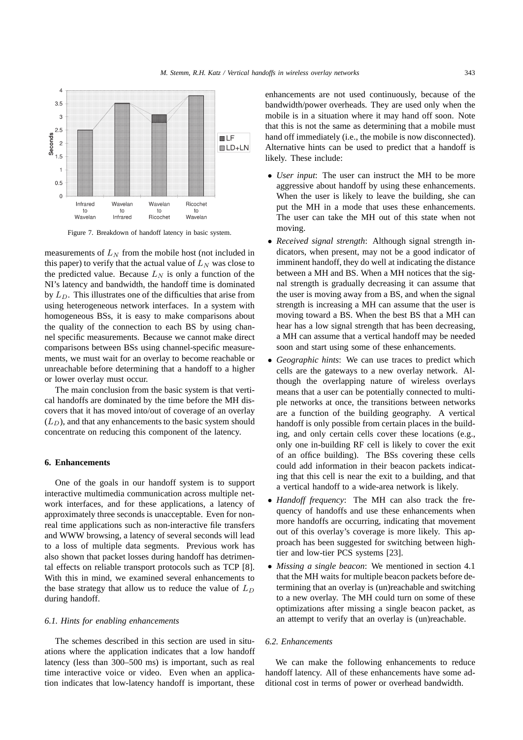4
3.5
3
2.5
2
1.5
1
0.5
0

Seconds

Infrared to Wavelan
Wavelan to Infrared
Wavelan to Ricochet
Ricochet to Wavelan

LF
LD+LN

Figure 7. Breakdown of handoff latency in basic system.

measurements of $L_N$ from the mobile host (not included in this paper) to verify that the actual value of $L_N$ was close to the predicted value. Because $L_N$ is only a function of the NI's latency and bandwidth, the handoff time is dominated by $L_D$. This illustrates one of the difficulties that arise from using heterogeneous network interfaces. In a system with homogeneous BSs, it is easy to make comparisons about the quality of the connection to each BS by using channel specific measurements. Because we cannot make direct comparisons between BSs using channel-specific measurements, we must wait for an overlay to become reachable or unreachable before determining that a handoff to a higher or lower overlay must occur.

The main conclusion from the basic system is that vertical handoffs are dominated by the time before the MH discovers that it has moved into/out of coverage of an overlay ($L_D$), and that any enhancements to the basic system should concentrate on reducing this component of the latency.

## 6. Enhancements

One of the goals in our handoff system is to support interactive multimedia communication across multiple network interfaces, and for these applications, a latency of approximately three seconds is unacceptable. Even for non-real time applications such as non-interactive file transfers and WWW browsing, a latency of several seconds will lead to a loss of multiple data segments. Previous work has also shown that packet losses during handoff has detrimental effects on reliable transport protocols such as TCP [8]. With this in mind, we examined several enhancements to the base strategy that allow us to reduce the value of $L_D$ during handoff.

### 6.1. Hints for enabling enhancements

The schemes described in this section are used in situations where the application indicates that a low handoff latency (less than 300–500 ms) is important, such as real time interactive voice or video. Even when an application indicates that low-latency handoff is important, these enhancements are not used continuously, because of the bandwidth/power overheads. They are used only when the mobile is in a situation where it may hand off soon. Note that this is not the same as determining that a mobile must hand off immediately (i.e., the mobile is now disconnected). Alternative hints can be used to predict that a handoff is likely. These include:

- *User input*: The user can instruct the MH to be more aggressive about handoff by using these enhancements. When the user is likely to leave the building, she can put the MH in a mode that uses these enhancements. The user can take the MH out of this state when not moving.
- *Received signal strength*: Although signal strength indicators, when present, may not be a good indicator of imminent handoff, they do well at indicating the distance between a MH and BS. When a MH notices that the signal strength is gradually decreasing it can assume that the user is moving away from a BS, and when the signal strength is increasing a MH can assume that the user is moving toward a BS. When the best BS that a MH can hear has a low signal strength that has been decreasing, a MH can assume that a vertical handoff may be needed soon and start using some of these enhancements.
- *Geographic hints*: We can use traces to predict which cells are the gateways to a new overlay network. Although the overlapping nature of wireless overlays means that a user can be potentially connected to multiple networks at once, the transitions between networks are a function of the building geography. A vertical handoff is only possible from certain places in the building, and only certain cells cover these locations (e.g., only one in-building RF cell is likely to cover the exit of an office building). The BSs covering these cells could add information in their beacon packets indicating that this cell is near the exit to a building, and that a vertical handoff to a wide-area network is likely.
- *Handoff frequency*: The MH can also track the frequency of handoffs and use these enhancements when more handoffs are occurring, indicating that movement out of this overlay's coverage is more likely. This approach has been suggested for switching between high-tier and low-tier PCS systems [23].
- *Missing a single beacon*: We mentioned in section 4.1 that the MH waits for multiple beacon packets before determining that an overlay is (un)reachable and switching to a new overlay. The MH could turn on some of these optimizations after missing a single beacon packet, as an attempt to verify that an overlay is (un)reachable.

### 6.2. Enhancements

We can make the following enhancements to reduce handoff latency. All of these enhancements have some additional cost in terms of power or overhead bandwidth.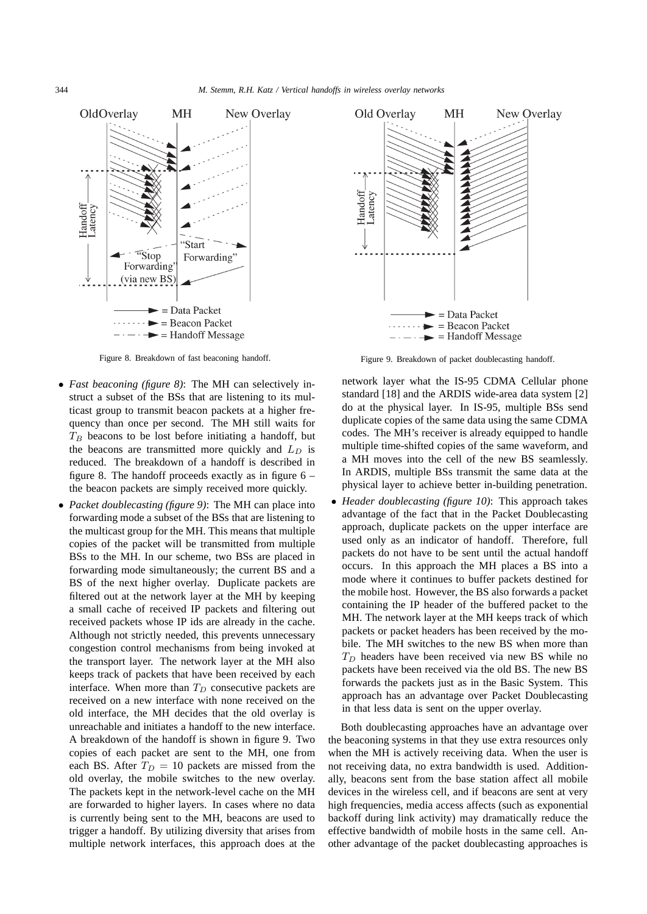Figure 8. Breakdown of fast beaconing handoff.

Figure 9. Breakdown of packet doublecasting handoff.

- *Fast beaconing (figure 8)*: The MH can selectively instruct a subset of the BSs that are listening to its multicast group to transmit beacon packets at a higher frequency than once per second. The MH still waits for $T_B$ beacons to be lost before initiating a handoff, but the beacons are transmitted more quickly and $L_D$ is reduced. The breakdown of a handoff is described in figure 8. The handoff proceeds exactly as in figure 6 – the beacon packets are simply received more quickly.
- *Packet doublecasting (figure 9)*: The MH can place into forwarding mode a subset of the BSs that are listening to the multicast group for the MH. This means that multiple copies of the packet will be transmitted from multiple BSs to the MH. In our scheme, two BSs are placed in forwarding mode simultaneously; the current BS and a BS of the next higher overlay. Duplicate packets are filtered out at the network layer at the MH by keeping a small cache of received IP packets and filtering out received packets whose IP ids are already in the cache. Although not strictly needed, this prevents unnecessary congestion control mechanisms from being invoked at the transport layer. The network layer at the MH also keeps track of packets that have been received by each interface. When more than $T_D$ consecutive packets are received on a new interface with none received on the old interface, the MH decides that the old overlay is unreachable and initiates a handoff to the new interface. A breakdown of the handoff is shown in figure 9. Two copies of each packet are sent to the MH, one from each BS. After $T_D = 10$ packets are missed from the old overlay, the mobile switches to the new overlay. The packets kept in the network-level cache on the MH are forwarded to higher layers. In cases where no data is currently being sent to the MH, beacons are used to trigger a handoff. By utilizing diversity that arises from multiple network interfaces, this approach does at the network layer what the IS-95 CDMA Cellular phone standard [18] and the ARDIS wide-area data system [2] do at the physical layer. In IS-95, multiple BSs send duplicate copies of the same data using the same CDMA codes. The MH's receiver is already equipped to handle multiple time-shifted copies of the same waveform, and a MH moves into the cell of the new BS seamlessly. In ARDIS, multiple BSs transmit the same data at the physical layer to achieve better in-building penetration.
- *Header doublecasting (figure 10)*: This approach takes advantage of the fact that in the Packet Doublecasting approach, duplicate packets on the upper interface are used only as an indicator of handoff. Therefore, full packets do not have to be sent until the actual handoff occurs. In this approach the MH places a BS into a mode where it continues to buffer packets destined for the mobile host. However, the BS also forwards a packet containing the IP header of the buffered packet to the MH. The network layer at the MH keeps track of which packets or packet headers has been received by the mobile. The MH switches to the new BS when more than $T_D$ headers have been received via new BS while no packets have been received via the old BS. The new BS forwards the packets just as in the Basic System. This approach has an advantage over Packet Doublecasting in that less data is sent on the upper overlay.

Both doublecasting approaches have an advantage over the beaconing systems in that they use extra resources only when the MH is actively receiving data. When the user is not receiving data, no extra bandwidth is used. Additionally, beacons sent from the base station affect all mobile devices in the wireless cell, and if beacons are sent at very high frequencies, media access affects (such as exponential backoff during link activity) may dramatically reduce the effective bandwidth of mobile hosts in the same cell. Another advantage of the packet doublecasting approaches is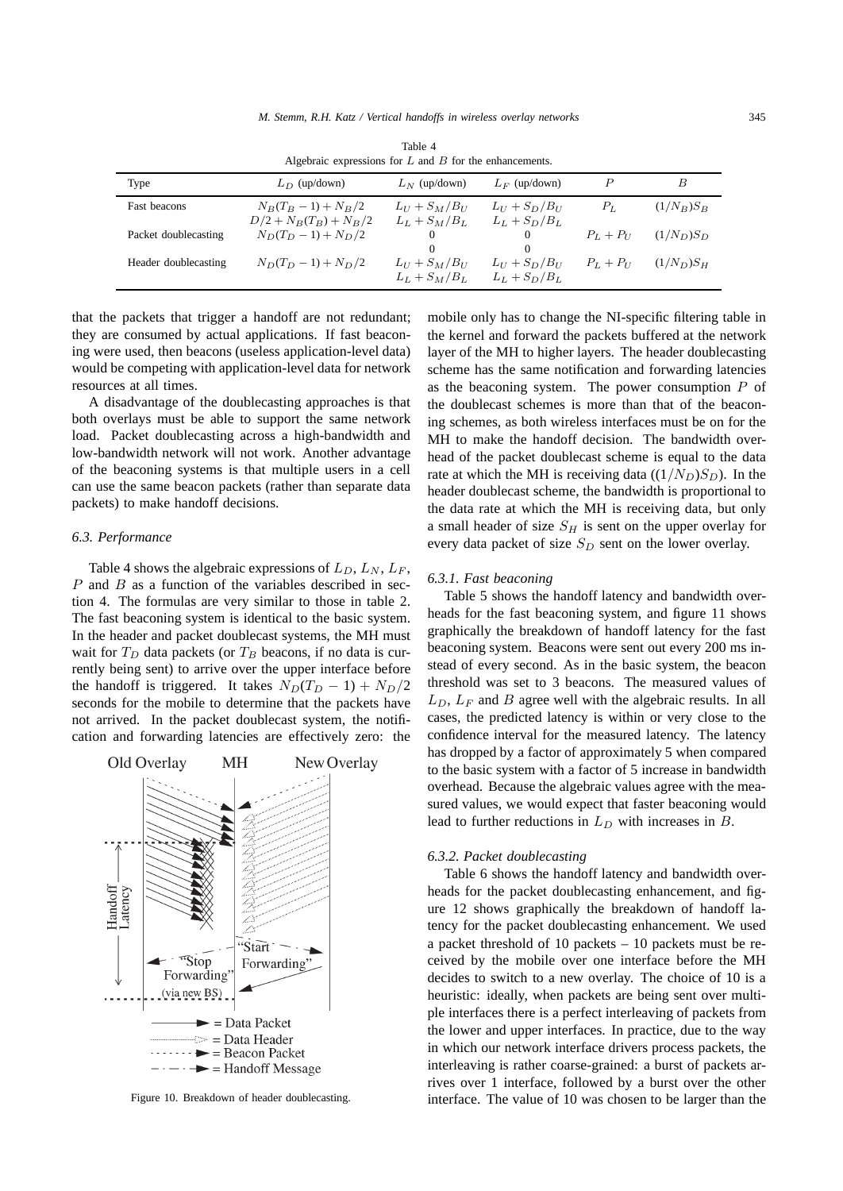Table 4
Algebraic expressions for $L$ and $B$ for the enhancements.

| Type | $L_D$ (up/down) | $L_N$ (up/down) | $L_F$ (up/down) | $P$ | $B$ |
|---|---|---|---|---|---|
| Fast beacons | $N_B(T_B-1)+N_B/2$ | $L_U+S_M/B_U$ | $L_U+S_D/B_U$ | $P_L$ | $(1/N_B)S_B$ |
| | $D/2+N_B(T_B)+N_B/2$ | $L_L+S_M/B_L$ | $L_L+S_D/B_L$ | | |
| Packet doublecasting | $N_D(T_D-1)+N_D/2$ | 0 | 0 | $P_L+P_U$ | $(1/N_D)S_D$ |
| | | 0 | 0 | | |
| Header doublecasting | $N_D(T_D-1)+N_D/2$ | $L_U+S_M/B_U$ | $L_U+S_D/B_U$ | $P_L+P_U$ | $(1/N_D)S_H$ |
| | | $L_L+S_M/B_L$ | $L_L+S_D/B_L$ | | |

that the packets that trigger a handoff are not redundant; they are consumed by actual applications. If fast beaconing were used, then beacons (useless application-level data) would be competing with application-level data for network resources at all times.

A disadvantage of the doublecasting approaches is that both overlays must be able to support the same network load. Packet doublecasting across a high-bandwidth and low-bandwidth network will not work. Another advantage of the beaconing systems is that multiple users in a cell can use the same beacon packets (rather than separate data packets) to make handoff decisions.

### 6.3. Performance

Table 4 shows the algebraic expressions of $L_D$, $L_N$, $L_F$, $P$ and $B$ as a function of the variables described in section 4. The formulas are very similar to those in table 2. The fast beaconing system is identical to the basic system. In the header and packet doublecast systems, the MH must wait for $T_D$ data packets (or $T_B$ beacons, if no data is currently being sent) to arrive over the upper interface before the handoff is triggered. It takes $N_D(T_D-1)+N_D/2$ seconds for the mobile to determine that the packets have not arrived. In the packet doublecast system, the notification and forwarding latencies are effectively zero: the mobile only has to change the NI-specific filtering table in the kernel and forward the packets buffered at the network layer of the MH to higher layers. The header doublecasting scheme has the same notification and forwarding latencies as the beaconing system. The power consumption $P$ of the doublecast schemes is more than that of the beaconing schemes, as both wireless interfaces must be on for the MH to make the handoff decision. The bandwidth overhead of the packet doublecast scheme is equal to the data rate at which the MH is receiving data ($(1/N_D)S_D$). In the header doublecast scheme, the bandwidth is proportional to the data rate at which the MH is receiving data, but only a small header of size $S_H$ is sent on the upper overlay for every data packet of size $S_D$ sent on the lower overlay.

Figure 10. Breakdown of header doublecasting.

#### 6.3.1. Fast beaconing

Table 5 shows the handoff latency and bandwidth overheads for the fast beaconing system, and figure 11 shows graphically the breakdown of handoff latency for the fast beaconing system. Beacons were sent out every 200 ms instead of every second. As in the basic system, the beacon threshold was set to 3 beacons. The measured values of $L_D$, $L_F$ and $B$ agree well with the algebraic results. In all cases, the predicted latency is within or very close to the confidence interval for the measured latency. The latency has dropped by a factor of approximately 5 when compared to the basic system with a factor of 5 increase in bandwidth overhead. Because the algebraic values agree with the measured values, we would expect that faster beaconing would lead to further reductions in $L_D$ with increases in $B$.

#### 6.3.2. Packet doublecasting

Table 6 shows the handoff latency and bandwidth overheads for the packet doublecasting enhancement, and figure 12 shows graphically the breakdown of handoff latency for the packet doublecasting enhancement. We used a packet threshold of 10 packets – 10 packets must be received by the mobile over one interface before the MH decides to switch to a new overlay. The choice of 10 is a heuristic: ideally, when packets are being sent over multiple interfaces there is a perfect interleaving of packets from the lower and upper interfaces. In practice, due to the way in which our network interface drivers process packets, the interleaving is rather coarse-grained: a burst of packets arrives over 1 interface, followed by a burst over the other interface. The value of 10 was chosen to be larger than the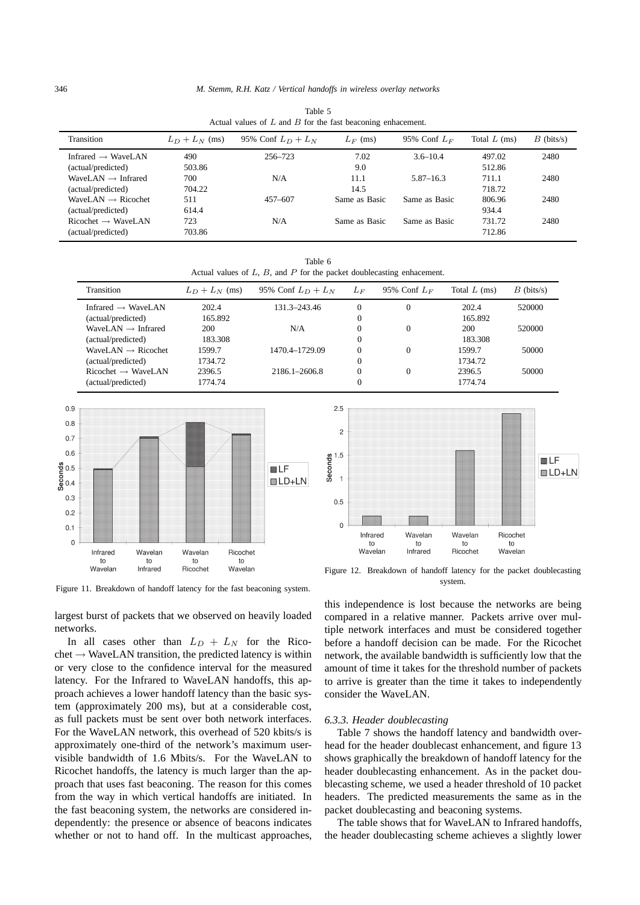Table 5
Actual values of $L$ and $B$ for the fast beaconing enhancement.

| Transition | $L_D + L_N$ (ms) | 95% Conf $L_D + L_N$ | $L_F$ (ms) | 95% Conf $L_F$ | Total $L$ (ms) | $B$ (bits/s) |
|---|---|---|---|---|---|---|
| Infrared → WaveLAN | 490 | 256–723 | 7.02 | 3.6–10.4 | 497.02 | 2480 |
| (actual/predicted) | 503.86 | | 9.0 | | 512.86 | |
| WaveLAN → Infrared | 700 | N/A | 11.1 | 5.87–16.3 | 711.1 | 2480 |
| (actual/predicted) | 704.22 | | 14.5 | | 718.72 | |
| WaveLAN → Ricochet | 511 | 457–607 | Same as Basic | Same as Basic | 806.96 | 2480 |
| (actual/predicted) | 614.4 | | | | 934.4 | |
| Ricochet → WaveLAN | 723 | N/A | Same as Basic | Same as Basic | 731.72 | 2480 |
| (actual/predicted) | 703.86 | | | | 712.86 | |

Table 6
Actual values of $L$, $B$, and $P$ for the packet doublecasting enhancement.

| Transition | $L_D + L_N$ (ms) | 95% Conf $L_D + L_N$ | $L_F$ | 95% Conf $L_F$ | Total $L$ (ms) | $B$ (bits/s) |
|---|---|---|---|---|---|---|
| Infrared → WaveLAN | 202.4 | 131.3–243.46 | 0 | 0 | 202.4 | 520000 |
| (actual/predicted) | 165.892 | | 0 | | 165.892 | |
| WaveLAN → Infrared | 200 | N/A | 0 | 0 | 200 | 520000 |
| (actual/predicted) | 183.308 | | 0 | | 183.308 | |
| WaveLAN → Ricochet | 1599.7 | 1470.4–1729.09 | 0 | 0 | 1599.7 | 50000 |
| (actual/predicted) | 1734.72 | | 0 | | 1734.72 | |
| Ricochet → WaveLAN | 2396.5 | 2186.1–2606.8 | 0 | 0 | 2396.5 | 50000 |
| (actual/predicted) | 1774.74 | | 0 | | 1774.74 | |

Figure 11. Breakdown of handoff latency for the fast beaconing system.

Figure 12. Breakdown of handoff latency for the packet doublecasting system.

largest burst of packets that we observed on heavily loaded networks.

In all cases other than $L_D + L_N$ for the Ricochet → WaveLAN transition, the predicted latency is within or very close to the confidence interval for the measured latency. For the Infrared to WaveLAN handoffs, this approach achieves a lower handoff latency than the basic system (approximately 200 ms), but at a considerable cost, as full packets must be sent over both network interfaces. For the WaveLAN network, this overhead of 520 kbits/s is approximately one-third of the network's maximum user-visible bandwidth of 1.6 Mbits/s. For the WaveLAN to Ricochet handoffs, the latency is much larger than the approach that uses fast beaconing. The reason for this comes from the way in which vertical handoffs are initiated. In the fast beaconing system, the networks are considered independently: the presence or absence of beacons indicates whether or not to hand off. In the multicast approaches, this independence is lost because the networks are being compared in a relative manner. Packets arrive over multiple network interfaces and must be considered together before a handoff decision can be made. For the Ricochet network, the available bandwidth is sufficiently low that the amount of time it takes for the threshold number of packets to arrive is greater than the time it takes to independently consider the WaveLAN.

#### 6.3.3. Header doublecasting

Table 7 shows the handoff latency and bandwidth overhead for the header doublecast enhancement, and figure 13 shows graphically the breakdown of handoff latency for the header doublecasting enhancement. As in the packet doublecasting scheme, we used a header threshold of 10 packet headers. The predicted measurements the same as in the packet doublecasting and beaconing systems.

The table shows that for WaveLAN to Infrared handoffs, the header doublecasting scheme achieves a slightly lower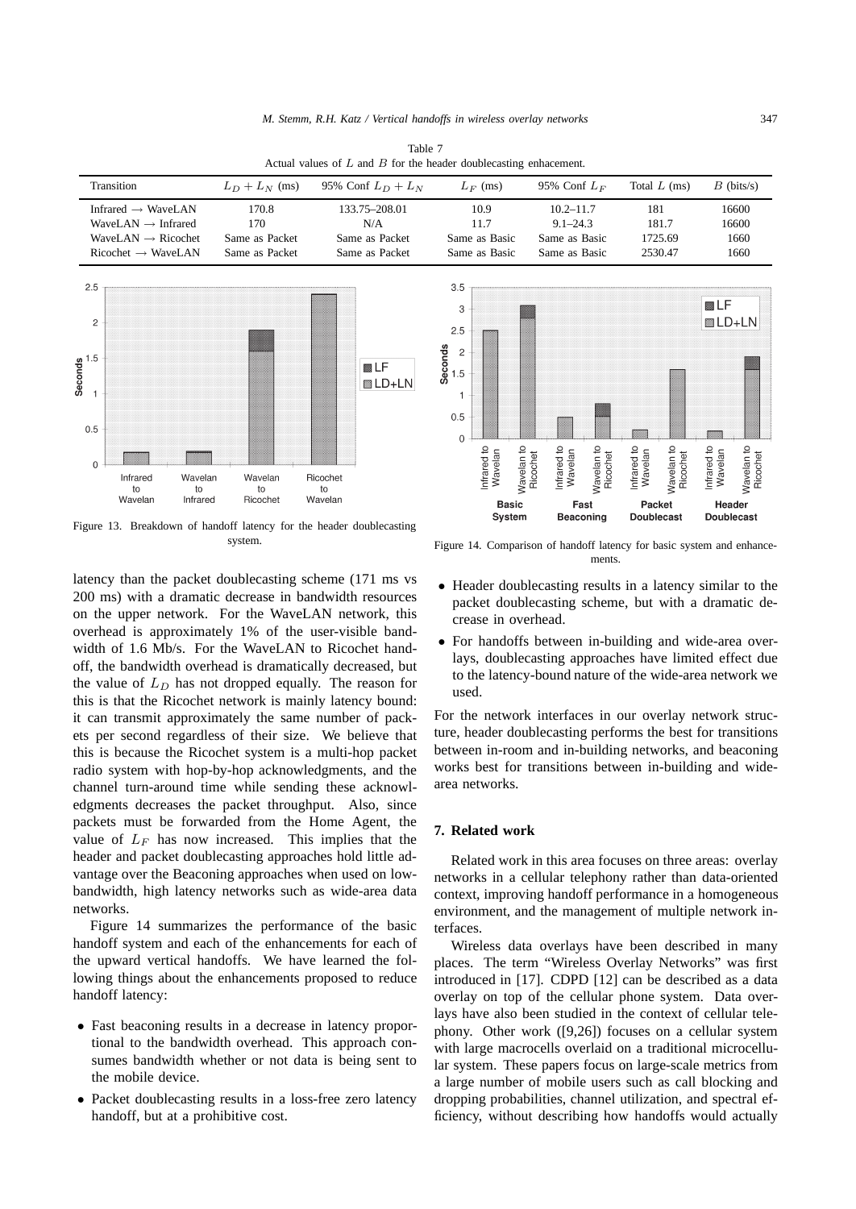Table 7
Actual values of $L$ and $B$ for the header doublecasting enhacement.

| Transition | $L_D + L_N$ (ms) | 95% Conf $L_D + L_N$ | $L_F$ (ms) | 95% Conf $L_F$ | Total $L$ (ms) | $B$ (bits/s) |
|---|---|---|---|---|---|---|
| Infrared → WaveLAN | 170.8 | 133.75–208.01 | 10.9 | 10.2–11.7 | 181 | 16600 |
| WaveLAN → Infrared | 170 | N/A | 11.7 | 9.1–24.3 | 181.7 | 16600 |
| WaveLAN → Ricochet | Same as Packet | Same as Packet | Same as Basic | Same as Basic | 1725.69 | 1660 |
| Ricochet → WaveLAN | Same as Packet | Same as Packet | Same as Basic | Same as Basic | 2530.47 | 1660 |

Figure 13. Breakdown of handoff latency for the header doublecasting system.

Figure 14. Comparison of handoff latency for basic system and enhancements.

latency than the packet doublecasting scheme (171 ms vs 200 ms) with a dramatic decrease in bandwidth resources on the upper network. For the WaveLAN network, this overhead is approximately 1% of the user-visible bandwidth of 1.6 Mb/s. For the WaveLAN to Ricochet handoff, the bandwidth overhead is dramatically decreased, but the value of $L_D$ has not dropped equally. The reason for this is that the Ricochet network is mainly latency bound: it can transmit approximately the same number of packets per second regardless of their size. We believe that this is because the Ricochet system is a multi-hop packet radio system with hop-by-hop acknowledgments, and the channel turn-around time while sending these acknowledgments decreases the packet throughput. Also, since packets must be forwarded from the Home Agent, the value of $L_F$ has now increased. This implies that the header and packet doublecasting approaches hold little advantage over the Beaconing approaches when used on low-bandwidth, high latency networks such as wide-area data networks.

Figure 14 summarizes the performance of the basic handoff system and each of the enhancements for each of the upward vertical handoffs. We have learned the following things about the enhancements proposed to reduce handoff latency:

- Fast beaconing results in a decrease in latency proportional to the bandwidth overhead. This approach consumes bandwidth whether or not data is being sent to the mobile device.
- Packet doublecasting results in a loss-free zero latency handoff, but at a prohibitive cost.
- Header doublecasting results in a latency similar to the packet doublecasting scheme, but with a dramatic decrease in overhead.
- For handoffs between in-building and wide-area overlays, doublecasting approaches have limited effect due to the latency-bound nature of the wide-area network we used.

For the network interfaces in our overlay network structure, header doublecasting performs the best for transitions between in-room and in-building networks, and beaconing works best for transitions between in-building and wide-area networks.

## 7. Related work

Related work in this area focuses on three areas: overlay networks in a cellular telephony rather than data-oriented context, improving handoff performance in a homogeneous environment, and the management of multiple network interfaces.

Wireless data overlays have been described in many places. The term "Wireless Overlay Networks" was first introduced in [17]. CDPD [12] can be described as a data overlay on top of the cellular phone system. Data overlays have also been studied in the context of cellular telephony. Other work ([9,26]) focuses on a cellular system with large macrocells overlaid on a traditional microcellular system. These papers focus on large-scale metrics from a large number of mobile users such as call blocking and dropping probabilities, channel utilization, and spectral efficiency, without describing how handoffs would actually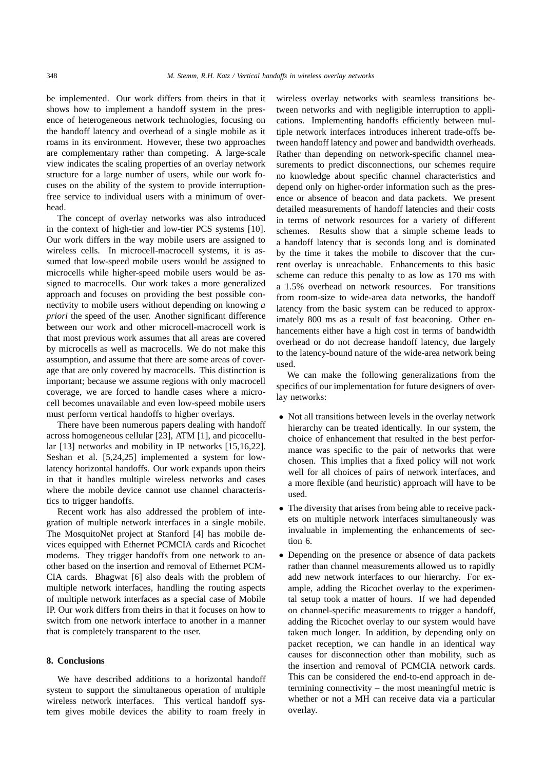be implemented. Our work differs from theirs in that it shows how to implement a handoff system in the presence of heterogeneous network technologies, focusing on the handoff latency and overhead of a single mobile as it roams in its environment. However, these two approaches are complementary rather than competing. A large-scale view indicates the scaling properties of an overlay network structure for a large number of users, while our work focuses on the ability of the system to provide interruption-free service to individual users with a minimum of overhead.

The concept of overlay networks was also introduced in the context of high-tier and low-tier PCS systems [10]. Our work differs in the way mobile users are assigned to wireless cells. In microcell-macrocell systems, it is assumed that low-speed mobile users would be assigned to microcells while higher-speed mobile users would be assigned to macrocells. Our work takes a more generalized approach and focuses on providing the best possible connectivity to mobile users without depending on knowing *a priori* the speed of the user. Another significant difference between our work and other microcell-macrocell work is that most previous work assumes that all areas are covered by microcells as well as macrocells. We do not make this assumption, and assume that there are some areas of coverage that are only covered by macrocells. This distinction is important; because we assume regions with only macrocell coverage, we are forced to handle cases where a microcell becomes unavailable and even low-speed mobile users must perform vertical handoffs to higher overlays.

There have been numerous papers dealing with handoff across homogeneous cellular [23], ATM [1], and picocellular [13] networks and mobility in IP networks [15,16,22]. Seshan et al. [5,24,25] implemented a system for low-latency horizontal handoffs. Our work expands upon theirs in that it handles multiple wireless networks and cases where the mobile device cannot use channel characteristics to trigger handoffs.

Recent work has also addressed the problem of integration of multiple network interfaces in a single mobile. The MosquitoNet project at Stanford [4] has mobile devices equipped with Ethernet PCMCIA cards and Ricochet modems. They trigger handoffs from one network to another based on the insertion and removal of Ethernet PCMCIA cards. Bhagwat [6] also deals with the problem of multiple network interfaces, handling the routing aspects of multiple network interfaces as a special case of Mobile IP. Our work differs from theirs in that it focuses on how to switch from one network interface to another in a manner that is completely transparent to the user.

## 8. Conclusions

We have described additions to a horizontal handoff system to support the simultaneous operation of multiple wireless network interfaces. This vertical handoff system gives mobile devices the ability to roam freely in wireless overlay networks with seamless transitions between networks and with negligible interruption to applications. Implementing handoffs efficiently between multiple network interfaces introduces inherent trade-offs between handoff latency and power and bandwidth overheads. Rather than depending on network-specific channel measurements to predict disconnections, our schemes require no knowledge about specific channel characteristics and depend only on higher-order information such as the presence or absence of beacon and data packets. We present detailed measurements of handoff latencies and their costs in terms of network resources for a variety of different schemes. Results show that a simple scheme leads to a handoff latency that is seconds long and is dominated by the time it takes the mobile to discover that the current overlay is unreachable. Enhancements to this basic scheme can reduce this penalty to as low as 170 ms with a 1.5% overhead on network resources. For transitions from room-size to wide-area data networks, the handoff latency from the basic system can be reduced to approximately 800 ms as a result of fast beaconing. Other enhancements either have a high cost in terms of bandwidth overhead or do not decrease handoff latency, due largely to the latency-bound nature of the wide-area network being used.

We can make the following generalizations from the specifics of our implementation for future designers of overlay networks:

- Not all transitions between levels in the overlay network hierarchy can be treated identically. In our system, the choice of enhancement that resulted in the best performance was specific to the pair of networks that were chosen. This implies that a fixed policy will not work well for all choices of pairs of network interfaces, and a more flexible (and heuristic) approach will have to be used.
- The diversity that arises from being able to receive packets on multiple network interfaces simultaneously was invaluable in implementing the enhancements of section 6.
- Depending on the presence or absence of data packets rather than channel measurements allowed us to rapidly add new network interfaces to our hierarchy. For example, adding the Ricochet overlay to the experimental setup took a matter of hours. If we had depended on channel-specific measurements to trigger a handoff, adding the Ricochet overlay to our system would have taken much longer. In addition, by depending only on packet reception, we can handle in an identical way causes for disconnection other than mobility, such as the insertion and removal of PCMCIA network cards. This can be considered the end-to-end approach in determining connectivity – the most meaningful metric is whether or not a MH can receive data via a particular overlay.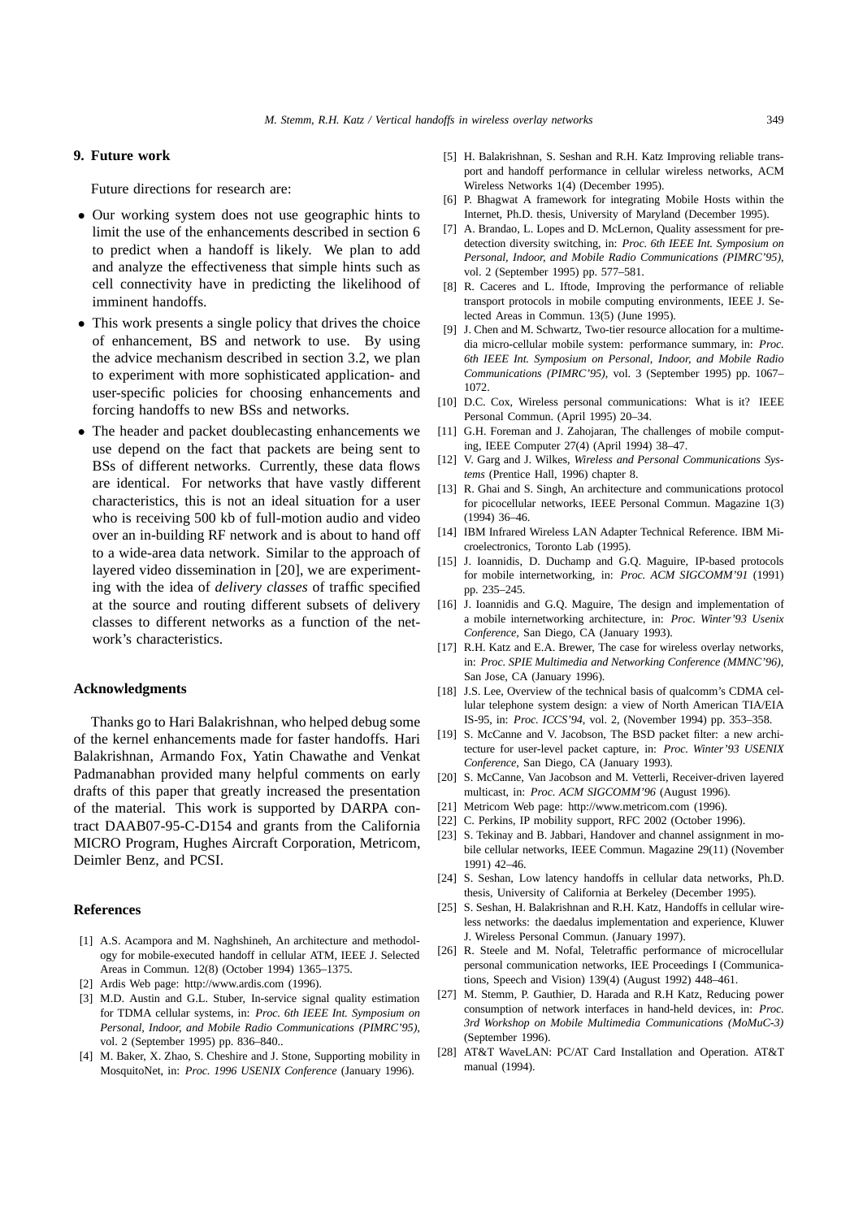## 9. Future work

Future directions for research are:

- Our working system does not use geographic hints to limit the use of the enhancements described in section 6 to predict when a handoff is likely. We plan to add and analyze the effectiveness that simple hints such as cell connectivity have in predicting the likelihood of imminent handoffs.
- This work presents a single policy that drives the choice of enhancement, BS and network to use. By using the advice mechanism described in section 3.2, we plan to experiment with more sophisticated application- and user-specific policies for choosing enhancements and forcing handoffs to new BSs and networks.
- The header and packet doublecasting enhancements we use depend on the fact that packets are being sent to BSs of different networks. Currently, these data flows are identical. For networks that have vastly different characteristics, this is not an ideal situation for a user who is receiving 500 kb of full-motion audio and video over an in-building RF network and is about to hand off to a wide-area data network. Similar to the approach of layered video dissemination in [20], we are experimenting with the idea of *delivery classes* of traffic specified at the source and routing different subsets of delivery classes to different networks as a function of the network's characteristics.

## Acknowledgments

Thanks go to Hari Balakrishnan, who helped debug some of the kernel enhancements made for faster handoffs. Hari Balakrishnan, Armando Fox, Yatin Chawathe and Venkat Padmanabhan provided many helpful comments on early drafts of this paper that greatly increased the presentation of the material. This work is supported by DARPA contract DAAB07-95-C-D154 and grants from the California MICRO Program, Hughes Aircraft Corporation, Metricom, Deimler Benz, and PCSI.

## References

[1] A.S. Acampora and M. Naghshineh, An architecture and methodology for mobile-executed handoff in cellular ATM, IEEE J. Selected Areas in Commun. 12(8) (October 1994) 1365–1375.

[2] Ardis Web page: http://www.ardis.com (1996).

[3] M.D. Austin and G.L. Stuber, In-service signal quality estimation for TDMA cellular systems, in: *Proc. 6th IEEE Int. Symposium on Personal, Indoor, and Mobile Radio Communications (PIMRC'95)*, vol. 2 (September 1995) pp. 836–840..

[4] M. Baker, X. Zhao, S. Cheshire and J. Stone, Supporting mobility in MosquitoNet, in: *Proc. 1996 USENIX Conference* (January 1996).

[5] H. Balakrishnan, S. Seshan and R.H. Katz Improving reliable transport and handoff performance in cellular wireless networks, ACM Wireless Networks 1(4) (December 1995).

[6] P. Bhagwat A framework for integrating Mobile Hosts within the Internet, Ph.D. thesis, University of Maryland (December 1995).

[7] A. Brandao, L. Lopes and D. McLernon, Quality assessment for predetection diversity switching, in: *Proc. 6th IEEE Int. Symposium on Personal, Indoor, and Mobile Radio Communications (PIMRC'95)*, vol. 2 (September 1995) pp. 577–581.

[8] R. Caceres and L. Iftode, Improving the performance of reliable transport protocols in mobile computing environments, IEEE J. Selected Areas in Commun. 13(5) (June 1995).

[9] J. Chen and M. Schwartz, Two-tier resource allocation for a multimedia micro-cellular mobile system: performance summary, in: *Proc. 6th IEEE Int. Symposium on Personal, Indoor, and Mobile Radio Communications (PIMRC'95)*, vol. 3 (September 1995) pp. 1067–1072.

[10] D.C. Cox, Wireless personal communications: What is it? IEEE Personal Commun. (April 1995) 20–34.

[11] G.H. Foreman and J. Zahojaran, The challenges of mobile computing, IEEE Computer 27(4) (April 1994) 38–47.

[12] V. Garg and J. Wilkes, *Wireless and Personal Communications Systems* (Prentice Hall, 1996) chapter 8.

[13] R. Ghai and S. Singh, An architecture and communications protocol for picocellular networks, IEEE Personal Commun. Magazine 1(3) (1994) 36–46.

[14] IBM Infrared Wireless LAN Adapter Technical Reference. IBM Microelectronics, Toronto Lab (1995).

[15] J. Ioannidis, D. Duchamp and G.Q. Maguire, IP-based protocols for mobile internetworking, in: *Proc. ACM SIGCOMM'91* (1991) pp. 235–245.

[16] J. Ioannidis and G.Q. Maguire, The design and implementation of a mobile internetworking architecture, in: *Proc. Winter'93 Usenix Conference*, San Diego, CA (January 1993).

[17] R.H. Katz and E.A. Brewer, The case for wireless overlay networks, in: *Proc. SPIE Multimedia and Networking Conference (MMNC'96)*, San Jose, CA (January 1996).

[18] J.S. Lee, Overview of the technical basis of qualcomm's CDMA cellular telephone system design: a view of North American TIA/EIA IS-95, in: *Proc. ICCS'94*, vol. 2, (November 1994) pp. 353–358.

[19] S. McCanne and V. Jacobson, The BSD packet filter: a new architecture for user-level packet capture, in: *Proc. Winter'93 USENIX Conference*, San Diego, CA (January 1993).

[20] S. McCanne, Van Jacobson and M. Vetterli, Receiver-driven layered multicast, in: *Proc. ACM SIGCOMM'96* (August 1996).

[21] Metricom Web page: http://www.metricom.com (1996).

[22] C. Perkins, IP mobility support, RFC 2002 (October 1996).

[23] S. Tekinay and B. Jabbari, Handover and channel assignment in mobile cellular networks, IEEE Commun. Magazine 29(11) (November 1991) 42–46.

[24] S. Seshan, Low latency handoffs in cellular data networks, Ph.D. thesis, University of California at Berkeley (December 1995).

[25] S. Seshan, H. Balakrishnan and R.H. Katz, Handoffs in cellular wireless networks: the daedalus implementation and experience, Kluwer J. Wireless Personal Commun. (January 1997).

[26] R. Steele and M. Nofal, Teletraffic performance of microcellular personal communication networks, IEE Proceedings I (Communications, Speech and Vision) 139(4) (August 1992) 448–461.

[27] M. Stemm, P. Gauthier, D. Harada and R.H Katz, Reducing power consumption of network interfaces in hand-held devices, in: *Proc. 3rd Workshop on Mobile Multimedia Communications (MoMuC-3)* (September 1996).

[28] AT&T WaveLAN: PC/AT Card Installation and Operation. AT&T manual (1994).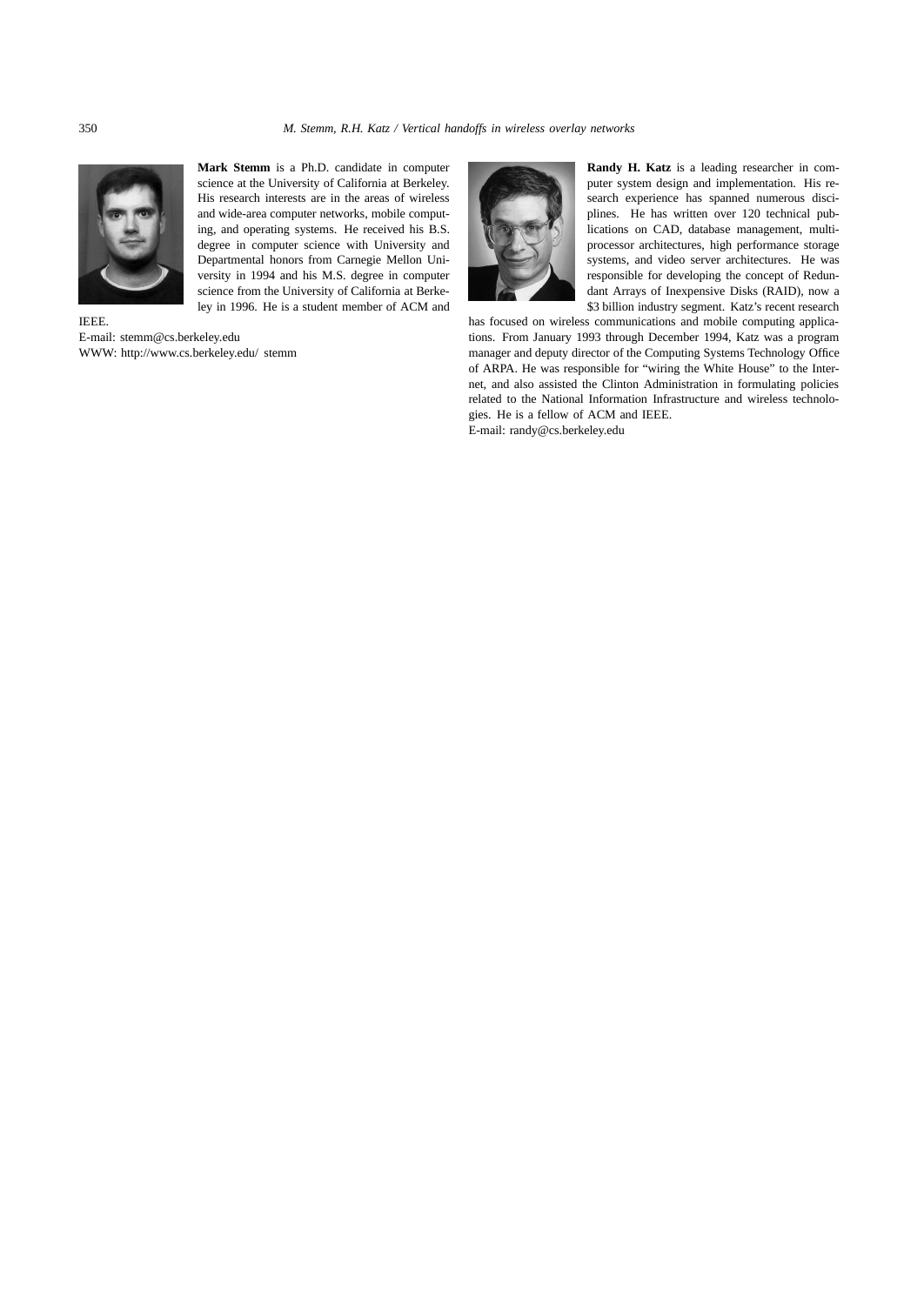**Mark Stemm** is a Ph.D. candidate in computer science at the University of California at Berkeley. His research interests are in the areas of wireless and wide-area computer networks, mobile computing, and operating systems. He received his B.S. degree in computer science with University and Departmental honors from Carnegie Mellon University in 1994 and his M.S. degree in computer science from the University of California at Berkeley in 1996. He is a student member of ACM and IEEE.

E-mail: stemm@cs.berkeley.edu

WWW: http://www.cs.berkeley.edu/ stemm

**Randy H. Katz** is a leading researcher in computer system design and implementation. His research experience has spanned numerous disciplines. He has written over 120 technical publications on CAD, database management, multiprocessor architectures, high performance storage systems, and video server architectures. He was responsible for developing the concept of Redundant Arrays of Inexpensive Disks (RAID), now a $3 billion industry segment. Katz's recent research has focused on wireless communications and mobile computing applications. From January 1993 through December 1994, Katz was a program manager and deputy director of the Computing Systems Technology Office of ARPA. He was responsible for "wiring the White House" to the Internet, and also assisted the Clinton Administration in formulating policies related to the National Information Infrastructure and wireless technologies. He is a fellow of ACM and IEEE.

E-mail: randy@cs.berkeley.edu